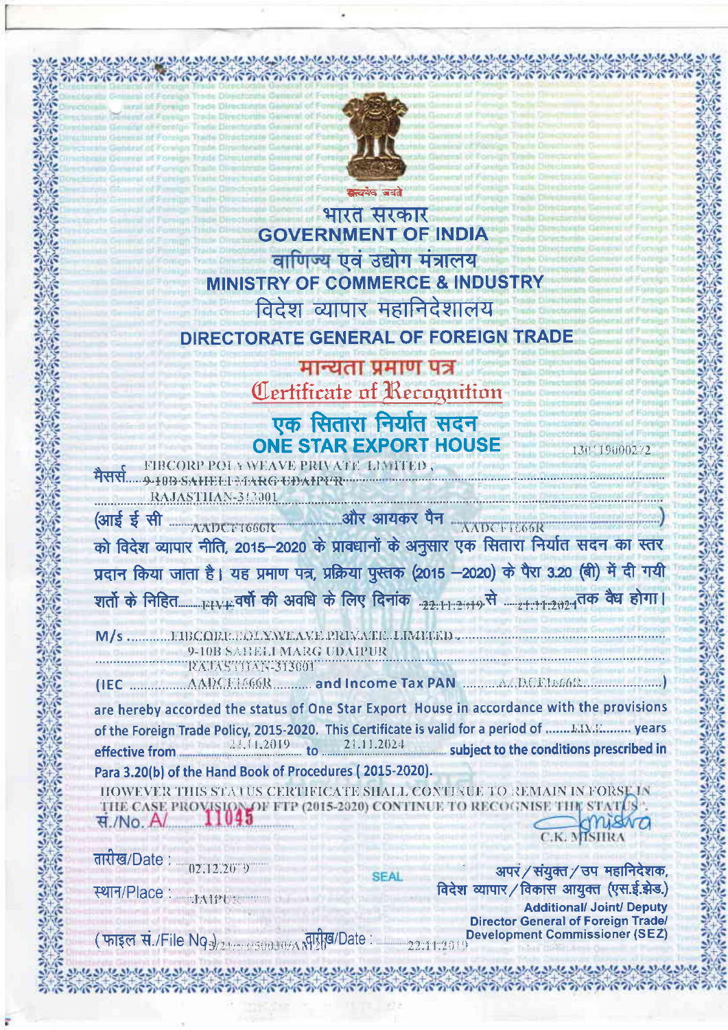सत्यमेव जयते

# भारत सरकार
# GOVERNMENT OF INDIA

## वाणिज्य एवं उद्योग मंत्रालय
## MINISTRY OF COMMERCE & INDUSTRY

## विदेश व्यापार महानिदेशालय
## DIRECTORATE GENERAL OF FOREIGN TRADE

## मान्यता प्रमाण पत्र
## Certificate of Recognition

## एक सितारा निर्यात सदन
## ONE STAR EXPORT HOUSE

1301190002/2

मैसर्स FIBCORP POLYWEAVE PRIVATE LIMITED, 9-10B SAHELI MARG UDAIPUR RAJASTHAN-313001

(आई ई सी AADCF1666R और आयकर पैन AADCF1666R) को विदेश व्यापार नीति, 2015–2020 के प्रावधानों के अनुसार एक सितारा निर्यात सदन का स्तर प्रदान किया जाता है। यह प्रमाण पत्र, प्रक्रिया पुस्तक (2015 –2020) के पैरा 3.20 (बी) में दी गयी शर्तो के निहित FIVE वर्षो की अवधि के लिए दिनांक 22.11.2019 से 21.11.2024 तक वैध होगा।

M/s FIBCORP POLYWEAVE PRIVATE LIMITED, 9-10B SAHELI MARG UDAIPUR RAJASTHAN-313001

(IEC AADCF1666R and Income Tax PAN AADCF1666R)

are hereby accorded the status of One Star Export House in accordance with the provisions of the Foreign Trade Policy, 2015-2020. This Certificate is valid for a period of FIVE years effective from 22.11.2019 to 21.11.2024 subject to the conditions prescribed in Para 3.20(b) of the Hand Book of Procedures (2015-2020).

HOWEVER THIS STATUS CERTIFICATE SHALL CONTINUE TO REMAIN IN FORSE IN THE CASE PROVISION OF FTP (2015-2020) CONTINUE TO RECOGNISE THE STATUS.

सं./No. A/ 11045

तारीख/Date : 02.12.2019

स्थान/Place : JAIPUR

SEAL

C.K. MISHRA

अपर / संयुक्त / उप महानिदेशक,
विदेश व्यापार / विकास आयुक्त (एस.ई.ज़ेड.)

Additional/ Joint/ Deputy
Director General of Foreign Trade/
Development Commissioner (SEZ)

(फाइल सं./File No. 13/21/.../500030/AM20 तारीख/Date : 22.11.2019)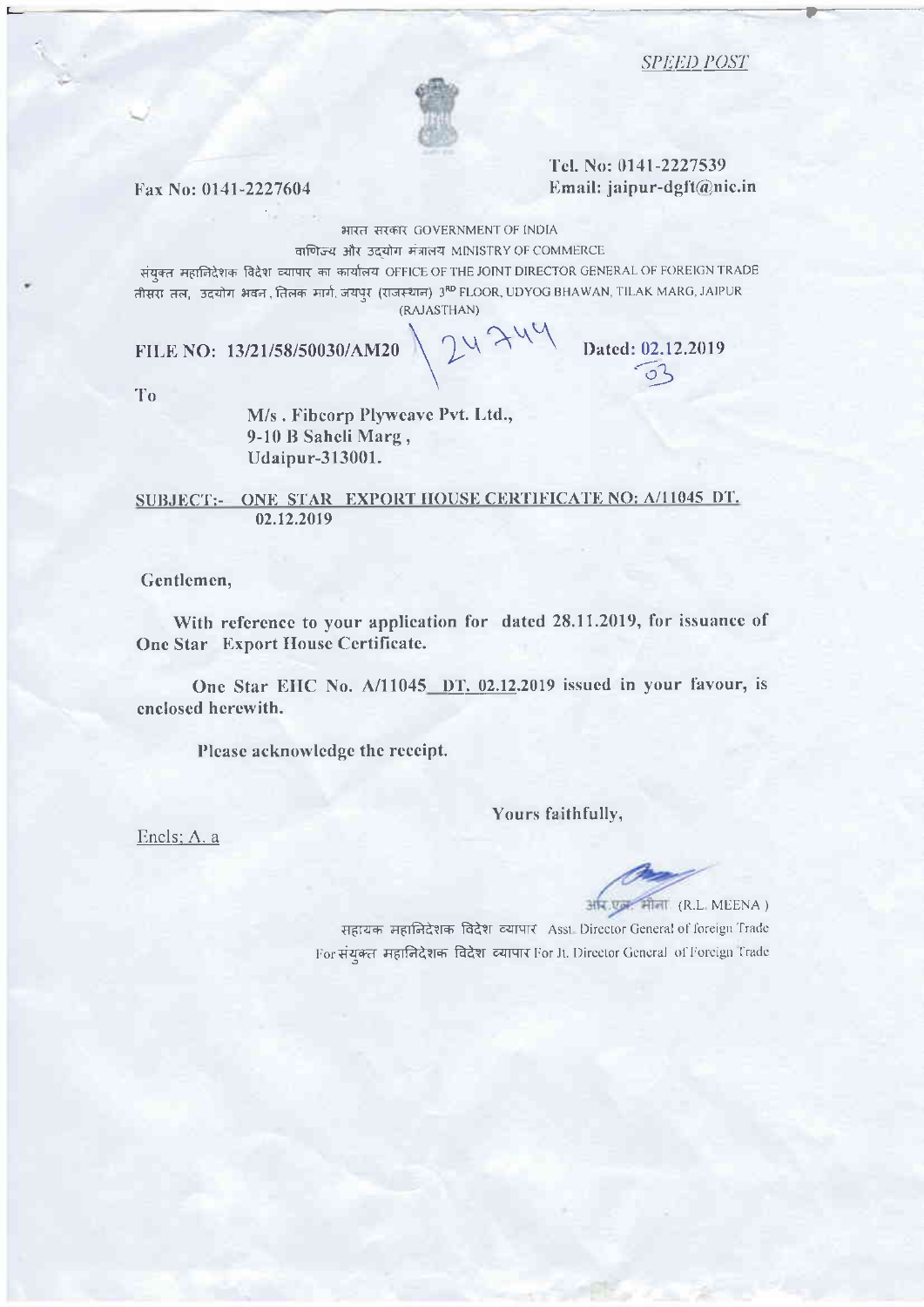*SPEED POST*

Tel. No: 0141-2227539
Email: jaipur-dgft@nic.in

Fax No: 0141-2227604

भारत सरकार GOVERNMENT OF INDIA
वाणिज्य और उद्योग मंत्रालय MINISTRY OF COMMERCE
संयुक्त महानिदेशक विदेश व्यापार का कार्यालय OFFICE OF THE JOINT DIRECTOR GENERAL OF FOREIGN TRADE
तीसरा तल, उद्योग भवन, तिलक मार्ग, जयपुर (राजस्थान) 3RD FLOOR, UDYOG BHAWAN, TILAK MARG, JAIPUR (RAJASTHAN)

**FILE NO: 13/21/58/50030/AM20** 24744 **Dated: 02.12.2019** 03

**To**

**M/s . Fibcorp Plyweave Pvt. Ltd.,**
**9-10 B Saheli Marg ,**
**Udaipur-313001.**

**SUBJECT:- ONE STAR EXPORT HOUSE CERTIFICATE NO: A/11045 DT. 02.12.2019**

**Gentlemen,**

**With reference to your application for dated 28.11.2019, for issuance of One Star Export House Certificate.**

**One Star EHC No. A/11045 DT. 02.12.2019 issued in your favour, is enclosed herewith.**

**Please acknowledge the receipt.**

**Yours faithfully,**

Encls: A. a

आर.एल. मीना (R.L. MEENA)
सहायक महानिदेशक विदेश व्यापार Asst. Director General of foreign Trade
For संयुक्त महानिदेशक विदेश व्यापार For Jt. Director General of Foreign Trade